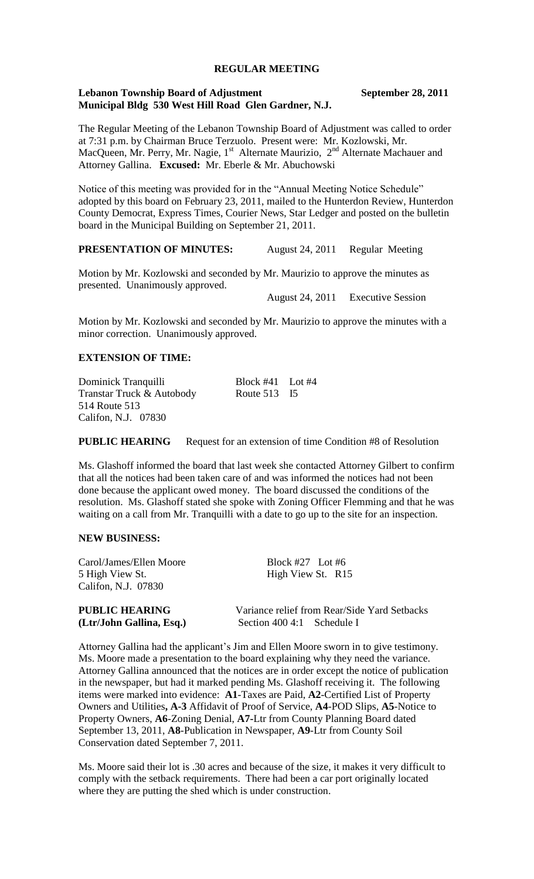# REGULAR MEETING

**Lebanon Township Board of Adjustment** **September 28, 2011**
**Municipal Bldg 530 West Hill Road Glen Gardner, N.J.**

The Regular Meeting of the Lebanon Township Board of Adjustment was called to order at 7:31 p.m. by Chairman Bruce Terzuolo. Present were: Mr. Kozlowski, Mr. MacQueen, Mr. Perry, Mr. Nagie, 1st Alternate Maurizio, 2nd Alternate Machauer and Attorney Gallina. **Excused:** Mr. Eberle & Mr. Abuchowski

Notice of this meeting was provided for in the "Annual Meeting Notice Schedule" adopted by this board on February 23, 2011, mailed to the Hunterdon Review, Hunterdon County Democrat, Express Times, Courier News, Star Ledger and posted on the bulletin board in the Municipal Building on September 21, 2011.

**PRESENTATION OF MINUTES:** August 24, 2011 Regular Meeting

Motion by Mr. Kozlowski and seconded by Mr. Maurizio to approve the minutes as presented. Unanimously approved.

August 24, 2011 Executive Session

Motion by Mr. Kozlowski and seconded by Mr. Maurizio to approve the minutes with a minor correction. Unanimously approved.

## EXTENSION OF TIME:

Dominick Tranquilli Block #41 Lot #4
Transtar Truck & Autobody Route 513 I5
514 Route 513
Califon, N.J. 07830

**PUBLIC HEARING** Request for an extension of time Condition #8 of Resolution

Ms. Glashoff informed the board that last week she contacted Attorney Gilbert to confirm that all the notices had been taken care of and was informed the notices had not been done because the applicant owed money. The board discussed the conditions of the resolution. Ms. Glashoff stated she spoke with Zoning Officer Flemming and that he was waiting on a call from Mr. Tranquilli with a date to go up to the site for an inspection.

## NEW BUSINESS:

Carol/James/Ellen Moore Block #27 Lot #6
5 High View St. High View St. R15
Califon, N.J. 07830

**PUBLIC HEARING** Variance relief from Rear/Side Yard Setbacks
**(Ltr/John Gallina, Esq.)** Section 400 4:1 Schedule I

Attorney Gallina had the applicant's Jim and Ellen Moore sworn in to give testimony. Ms. Moore made a presentation to the board explaining why they need the variance. Attorney Gallina announced that the notices are in order except the notice of publication in the newspaper, but had it marked pending Ms. Glashoff receiving it. The following items were marked into evidence: **A1**-Taxes are Paid, **A2**-Certified List of Property Owners and Utilities**, A-3** Affidavit of Proof of Service, **A4**-POD Slips, **A5**-Notice to Property Owners, **A6**-Zoning Denial, **A7**-Ltr from County Planning Board dated September 13, 2011, **A8**-Publication in Newspaper, **A9**-Ltr from County Soil Conservation dated September 7, 2011.

Ms. Moore said their lot is .30 acres and because of the size, it makes it very difficult to comply with the setback requirements. There had been a car port originally located where they are putting the shed which is under construction.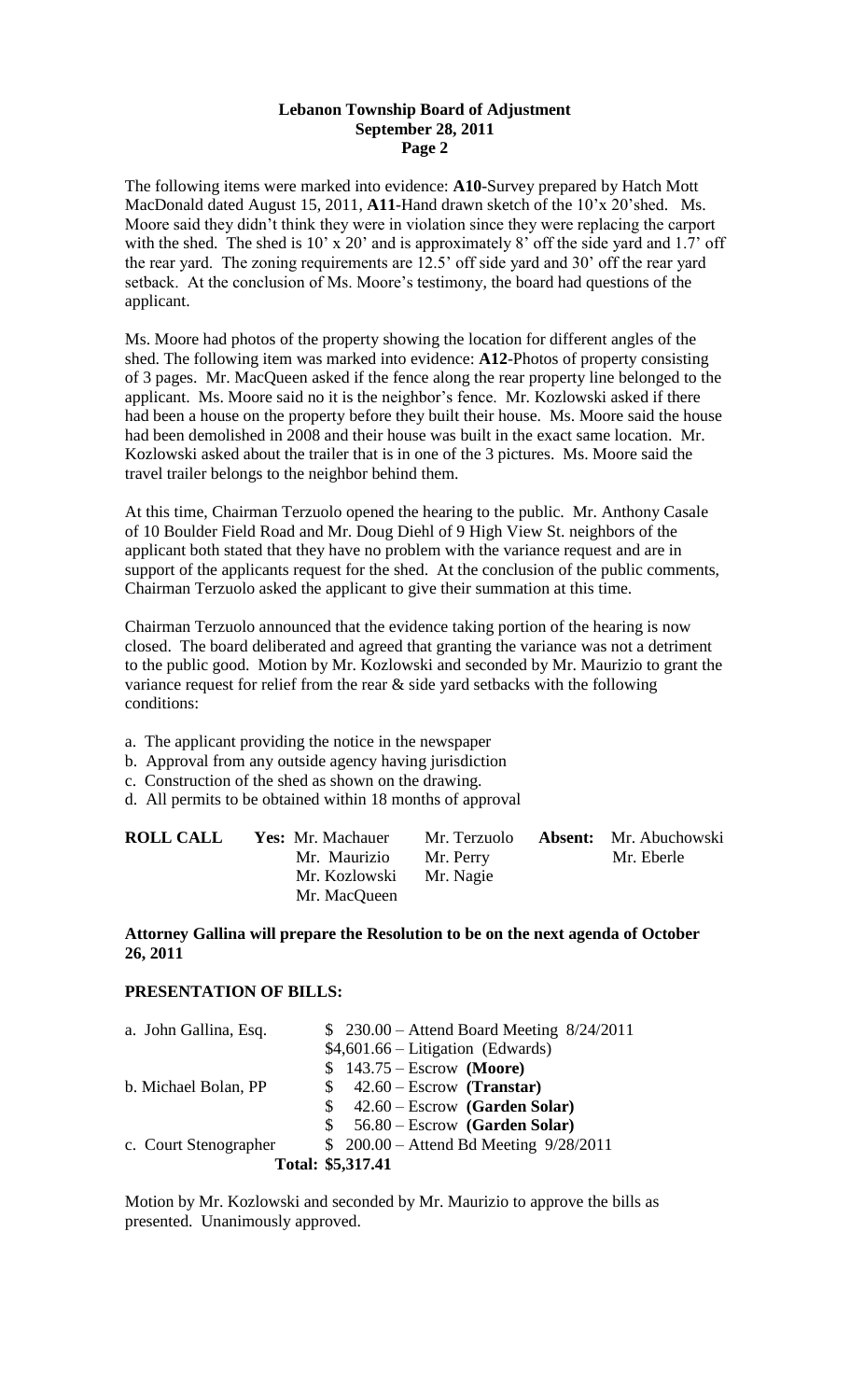The following items were marked into evidence: **A10**-Survey prepared by Hatch Mott MacDonald dated August 15, 2011, **A11**-Hand drawn sketch of the 10'x 20'shed. Ms. Moore said they didn't think they were in violation since they were replacing the carport with the shed. The shed is 10' x 20' and is approximately 8' off the side yard and 1.7' off the rear yard. The zoning requirements are 12.5' off side yard and 30' off the rear yard setback. At the conclusion of Ms. Moore's testimony, the board had questions of the applicant.

Ms. Moore had photos of the property showing the location for different angles of the shed. The following item was marked into evidence: **A12**-Photos of property consisting of 3 pages. Mr. MacQueen asked if the fence along the rear property line belonged to the applicant. Ms. Moore said no it is the neighbor's fence. Mr. Kozlowski asked if there had been a house on the property before they built their house. Ms. Moore said the house had been demolished in 2008 and their house was built in the exact same location. Mr. Kozlowski asked about the trailer that is in one of the 3 pictures. Ms. Moore said the travel trailer belongs to the neighbor behind them.

At this time, Chairman Terzuolo opened the hearing to the public. Mr. Anthony Casale of 10 Boulder Field Road and Mr. Doug Diehl of 9 High View St. neighbors of the applicant both stated that they have no problem with the variance request and are in support of the applicants request for the shed. At the conclusion of the public comments, Chairman Terzuolo asked the applicant to give their summation at this time.

Chairman Terzuolo announced that the evidence taking portion of the hearing is now closed. The board deliberated and agreed that granting the variance was not a detriment to the public good. Motion by Mr. Kozlowski and seconded by Mr. Maurizio to grant the variance request for relief from the rear & side yard setbacks with the following conditions:

a. The applicant providing the notice in the newspaper
b. Approval from any outside agency having jurisdiction
c. Construction of the shed as shown on the drawing.
d. All permits to be obtained within 18 months of approval

| **ROLL CALL** | **Yes:** Mr. Machauer | Mr. Terzuolo | **Absent:** Mr. Abuchowski |
|---|---|---|---|
| | Mr. Maurizio | Mr. Perry | Mr. Eberle |
| | Mr. Kozlowski | Mr. Nagie | |
| | Mr. MacQueen | | |

**Attorney Gallina will prepare the Resolution to be on the next agenda of October 26, 2011**

## PRESENTATION OF BILLS:

| | |
|---|---|
| a. John Gallina, Esq. | $ 230.00 – Attend Board Meeting 8/24/2011 |
| | $4,601.66 – Litigation (Edwards) |
| | $ 143.75 – Escrow **(Moore)** |
| b. Michael Bolan, PP | $ 42.60 – Escrow **(Transtar)** |
| | $ 42.60 – Escrow **(Garden Solar)** |
| | $ 56.80 – Escrow **(Garden Solar)** |
| c. Court Stenographer | $ 200.00 – Attend Bd Meeting 9/28/2011 |
| | **Total: $5,317.41** |

Motion by Mr. Kozlowski and seconded by Mr. Maurizio to approve the bills as presented. Unanimously approved.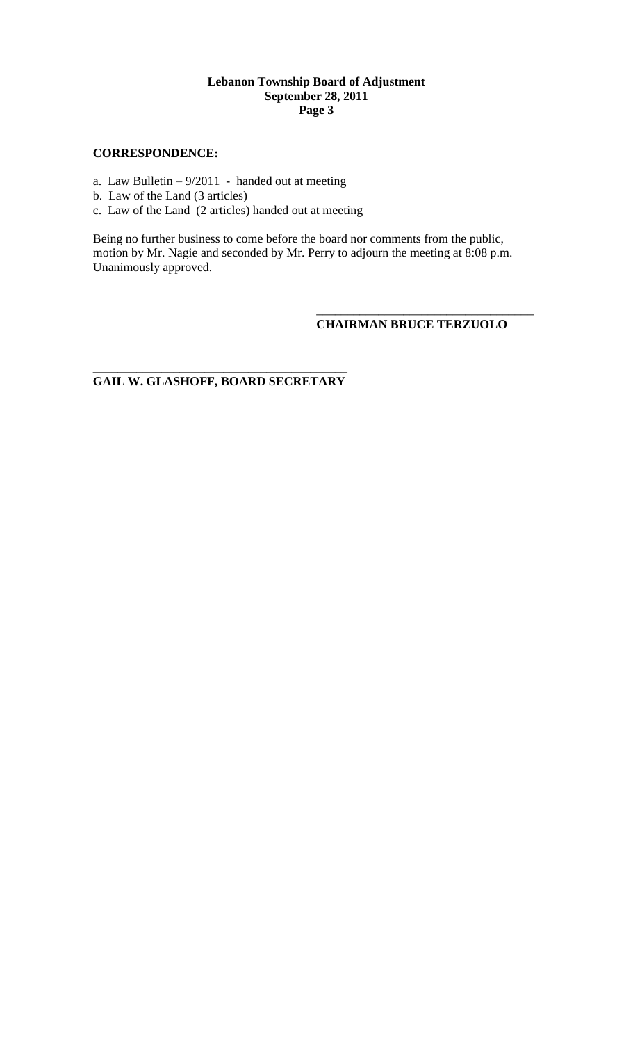**CORRESPONDENCE:**

a. Law Bulletin – 9/2011 - handed out at meeting
b. Law of the Land (3 articles)
c. Law of the Land (2 articles) handed out at meeting

Being no further business to come before the board nor comments from the public, motion by Mr. Nagie and seconded by Mr. Perry to adjourn the meeting at 8:08 p.m. Unanimously approved.

\_\_\_\_\_\_\_\_\_\_\_\_\_\_\_\_\_\_\_\_\_\_\_\_\_\_\_\_\_\_\_\_\_\_\_
**CHAIRMAN BRUCE TERZUOLO**

\_\_\_\_\_\_\_\_\_\_\_\_\_\_\_\_\_\_\_\_\_\_\_\_\_\_\_\_\_\_\_\_\_\_\_\_\_\_\_\_
**GAIL W. GLASHOFF, BOARD SECRETARY**